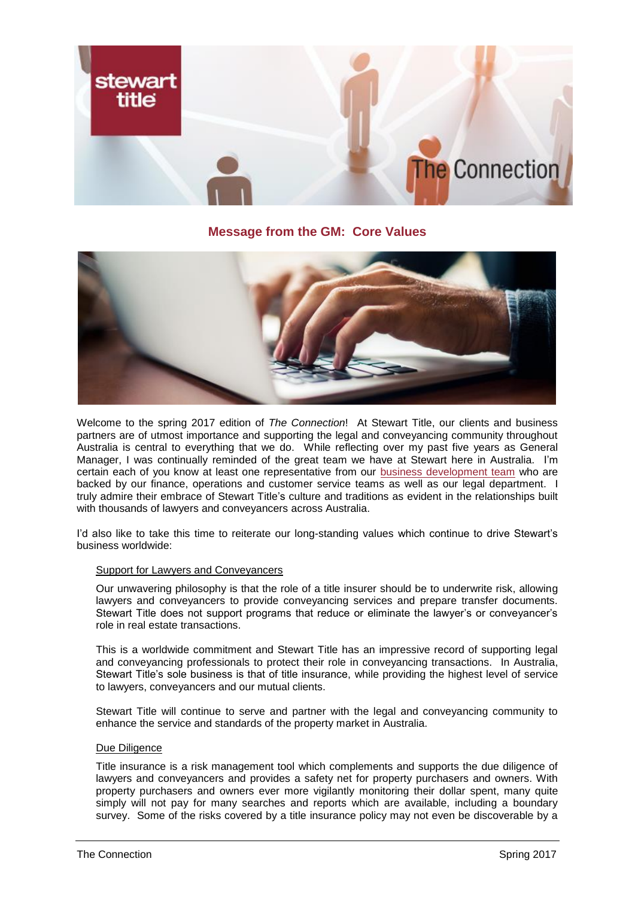## Message from the GM: Core Values

Welcome to the spring 2017 edition of *The Connection*! At Stewart Title, our clients and business partners are of utmost importance and supporting the legal and conveyancing community throughout Australia is central to everything that we do. While reflecting over my past five years as General Manager, I was continually reminded of the great team we have at Stewart here in Australia. I'm certain each of you know at least one representative from our business development team who are backed by our finance, operations and customer service teams as well as our legal department. I truly admire their embrace of Stewart Title's culture and traditions as evident in the relationships built with thousands of lawyers and conveyancers across Australia.

I'd also like to take this time to reiterate our long-standing values which continue to drive Stewart's business worldwide:

Support for Lawyers and Conveyancers

Our unwavering philosophy is that the role of a title insurer should be to underwrite risk, allowing lawyers and conveyancers to provide conveyancing services and prepare transfer documents. Stewart Title does not support programs that reduce or eliminate the lawyer's or conveyancer's role in real estate transactions.

This is a worldwide commitment and Stewart Title has an impressive record of supporting legal and conveyancing professionals to protect their role in conveyancing transactions. In Australia, Stewart Title's sole business is that of title insurance, while providing the highest level of service to lawyers, conveyancers and our mutual clients.

Stewart Title will continue to serve and partner with the legal and conveyancing community to enhance the service and standards of the property market in Australia.

Due Diligence

Title insurance is a risk management tool which complements and supports the due diligence of lawyers and conveyancers and provides a safety net for property purchasers and owners. With property purchasers and owners ever more vigilantly monitoring their dollar spent, many quite simply will not pay for many searches and reports which are available, including a boundary survey. Some of the risks covered by a title insurance policy may not even be discoverable by a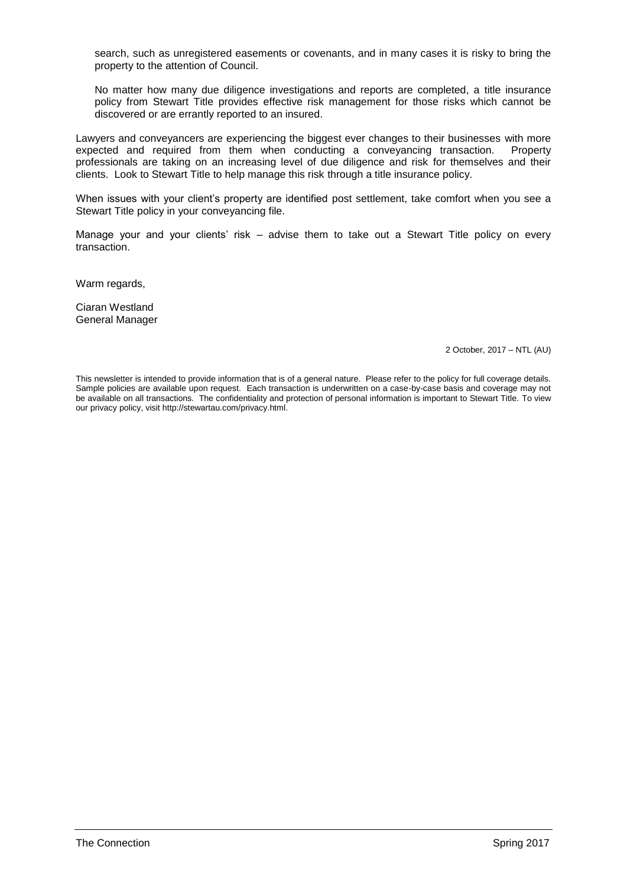search, such as unregistered easements or covenants, and in many cases it is risky to bring the property to the attention of Council.

No matter how many due diligence investigations and reports are completed, a title insurance policy from Stewart Title provides effective risk management for those risks which cannot be discovered or are errantly reported to an insured.

Lawyers and conveyancers are experiencing the biggest ever changes to their businesses with more expected and required from them when conducting a conveyancing transaction. Property professionals are taking on an increasing level of due diligence and risk for themselves and their clients. Look to Stewart Title to help manage this risk through a title insurance policy.

When issues with your client's property are identified post settlement, take comfort when you see a Stewart Title policy in your conveyancing file.

Manage your and your clients' risk – advise them to take out a Stewart Title policy on every transaction.

Warm regards,

Ciaran Westland
General Manager

2 October, 2017 – NTL (AU)

This newsletter is intended to provide information that is of a general nature. Please refer to the policy for full coverage details. Sample policies are available upon request. Each transaction is underwritten on a case-by-case basis and coverage may not be available on all transactions. The confidentiality and protection of personal information is important to Stewart Title. To view our privacy policy, visit http://stewartau.com/privacy.html.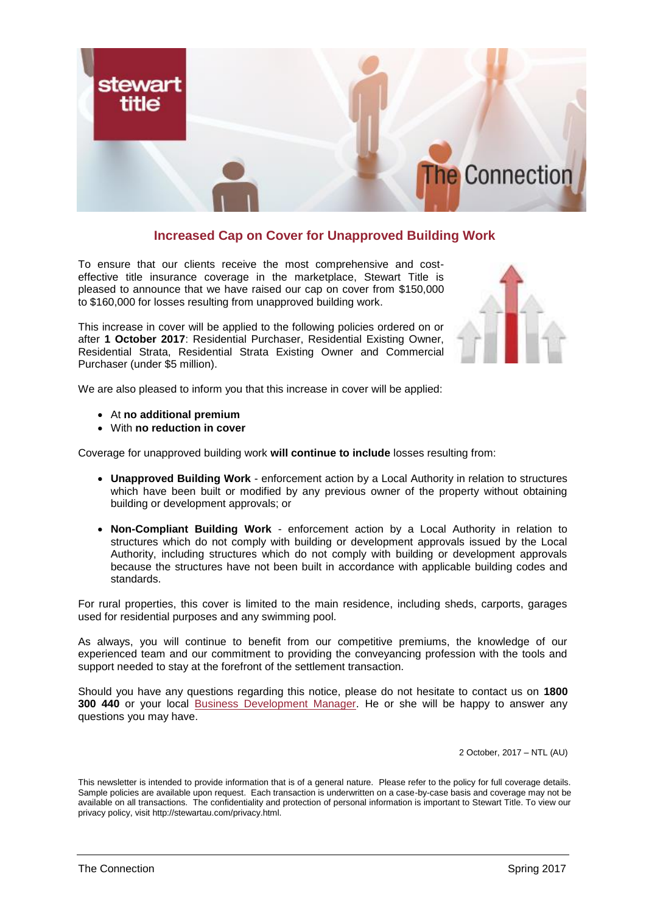## Increased Cap on Cover for Unapproved Building Work

To ensure that our clients receive the most comprehensive and cost-effective title insurance coverage in the marketplace, Stewart Title is pleased to announce that we have raised our cap on cover from $150,000 to $160,000 for losses resulting from unapproved building work.

This increase in cover will be applied to the following policies ordered on or after **1 October 2017**: Residential Purchaser, Residential Existing Owner, Residential Strata, Residential Strata Existing Owner and Commercial Purchaser (under $5 million).

We are also pleased to inform you that this increase in cover will be applied:

- At **no additional premium**
- With **no reduction in cover**

Coverage for unapproved building work **will continue to include** losses resulting from:

- **Unapproved Building Work** - enforcement action by a Local Authority in relation to structures which have been built or modified by any previous owner of the property without obtaining building or development approvals; or
- **Non-Compliant Building Work** - enforcement action by a Local Authority in relation to structures which do not comply with building or development approvals issued by the Local Authority, including structures which do not comply with building or development approvals because the structures have not been built in accordance with applicable building codes and standards.

For rural properties, this cover is limited to the main residence, including sheds, carports, garages used for residential purposes and any swimming pool.

As always, you will continue to benefit from our competitive premiums, the knowledge of our experienced team and our commitment to providing the conveyancing profession with the tools and support needed to stay at the forefront of the settlement transaction.

Should you have any questions regarding this notice, please do not hesitate to contact us on **1800 300 440** or your local Business Development Manager. He or she will be happy to answer any questions you may have.

2 October, 2017 – NTL (AU)

This newsletter is intended to provide information that is of a general nature. Please refer to the policy for full coverage details. Sample policies are available upon request. Each transaction is underwritten on a case-by-case basis and coverage may not be available on all transactions. The confidentiality and protection of personal information is important to Stewart Title. To view our privacy policy, visit http://stewartau.com/privacy.html.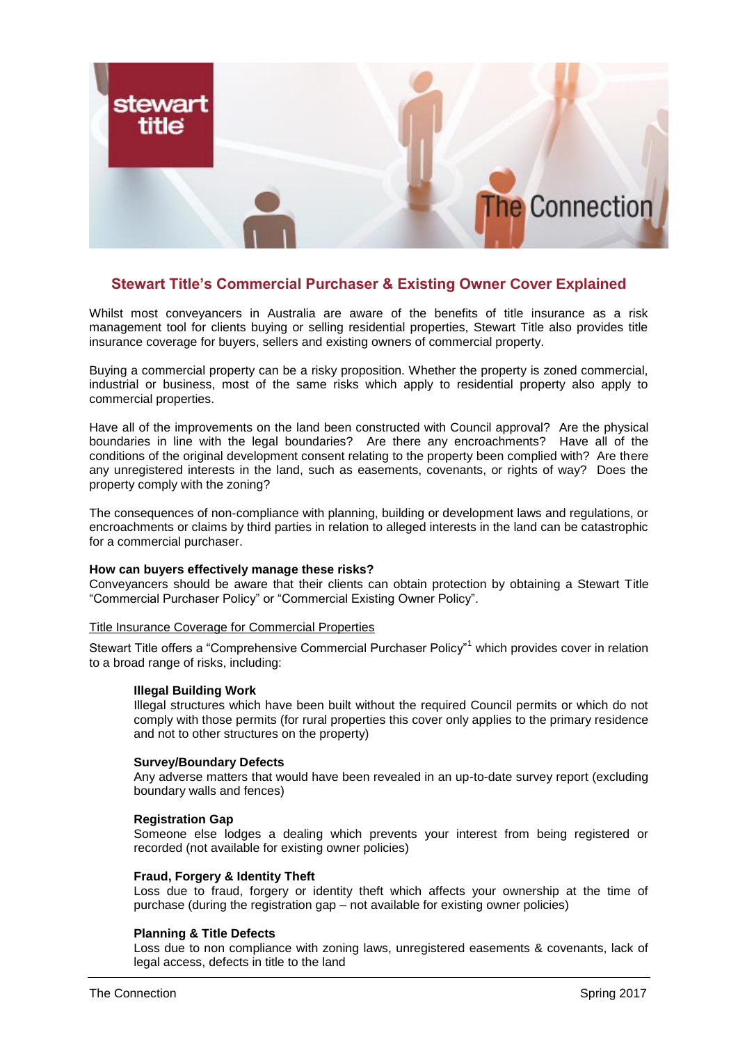## Stewart Title's Commercial Purchaser & Existing Owner Cover Explained

Whilst most conveyancers in Australia are aware of the benefits of title insurance as a risk management tool for clients buying or selling residential properties, Stewart Title also provides title insurance coverage for buyers, sellers and existing owners of commercial property.

Buying a commercial property can be a risky proposition. Whether the property is zoned commercial, industrial or business, most of the same risks which apply to residential property also apply to commercial properties.

Have all of the improvements on the land been constructed with Council approval? Are the physical boundaries in line with the legal boundaries? Are there any encroachments? Have all of the conditions of the original development consent relating to the property been complied with? Are there any unregistered interests in the land, such as easements, covenants, or rights of way? Does the property comply with the zoning?

The consequences of non-compliance with planning, building or development laws and regulations, or encroachments or claims by third parties in relation to alleged interests in the land can be catastrophic for a commercial purchaser.

**How can buyers effectively manage these risks?**
Conveyancers should be aware that their clients can obtain protection by obtaining a Stewart Title "Commercial Purchaser Policy" or "Commercial Existing Owner Policy".

<u>Title Insurance Coverage for Commercial Properties</u>

Stewart Title offers a "Comprehensive Commercial Purchaser Policy"[1] which provides cover in relation to a broad range of risks, including:

**Illegal Building Work**
Illegal structures which have been built without the required Council permits or which do not comply with those permits (for rural properties this cover only applies to the primary residence and not to other structures on the property)

**Survey/Boundary Defects**
Any adverse matters that would have been revealed in an up-to-date survey report (excluding boundary walls and fences)

**Registration Gap**
Someone else lodges a dealing which prevents your interest from being registered or recorded (not available for existing owner policies)

**Fraud, Forgery & Identity Theft**
Loss due to fraud, forgery or identity theft which affects your ownership at the time of purchase (during the registration gap – not available for existing owner policies)

**Planning & Title Defects**
Loss due to non compliance with zoning laws, unregistered easements & covenants, lack of legal access, defects in title to the land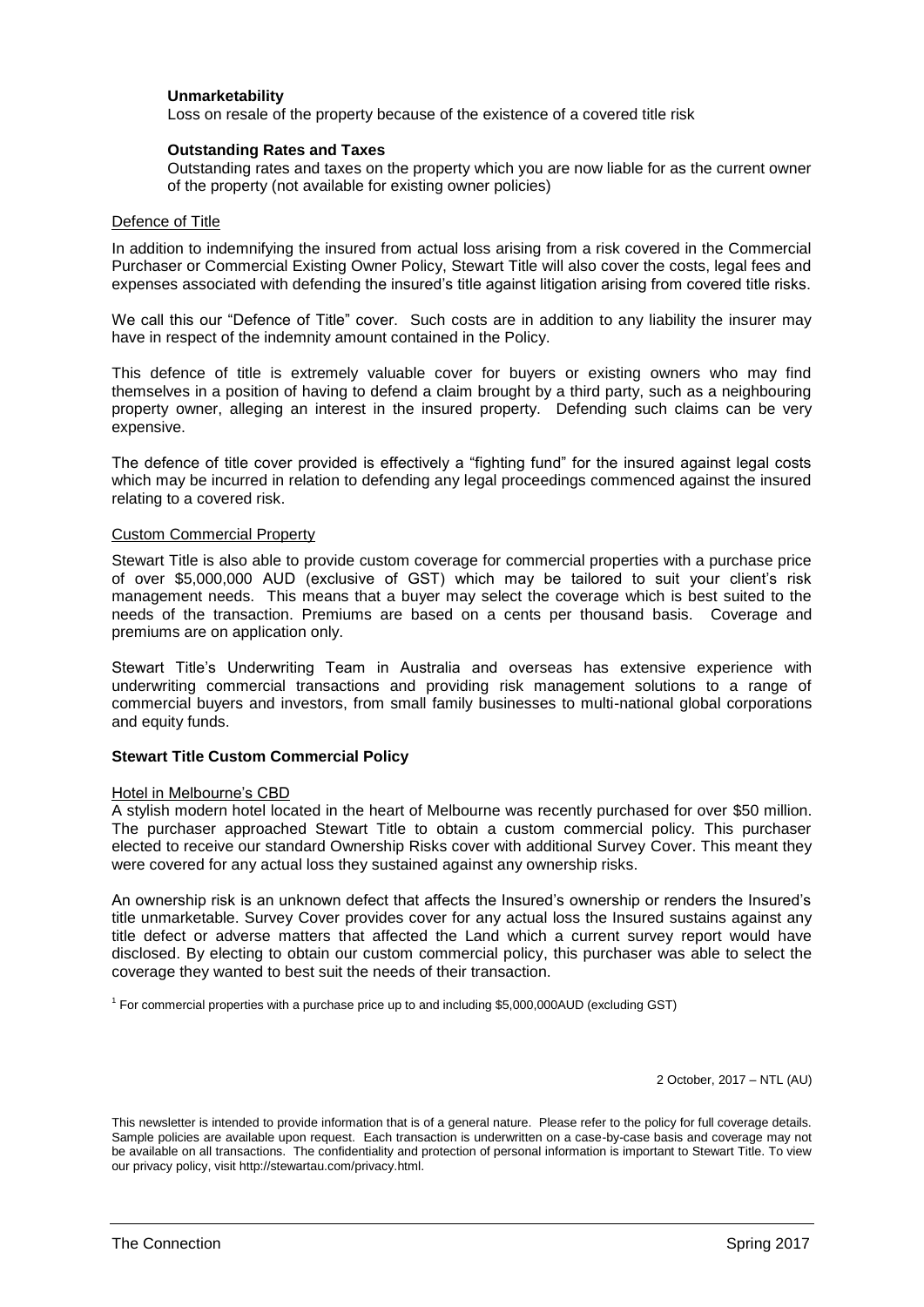**Unmarketability**

Loss on resale of the property because of the existence of a covered title risk

**Outstanding Rates and Taxes**

Outstanding rates and taxes on the property which you are now liable for as the current owner of the property (not available for existing owner policies)

Defence of Title

In addition to indemnifying the insured from actual loss arising from a risk covered in the Commercial Purchaser or Commercial Existing Owner Policy, Stewart Title will also cover the costs, legal fees and expenses associated with defending the insured's title against litigation arising from covered title risks.

We call this our "Defence of Title" cover. Such costs are in addition to any liability the insurer may have in respect of the indemnity amount contained in the Policy.

This defence of title is extremely valuable cover for buyers or existing owners who may find themselves in a position of having to defend a claim brought by a third party, such as a neighbouring property owner, alleging an interest in the insured property. Defending such claims can be very expensive.

The defence of title cover provided is effectively a "fighting fund" for the insured against legal costs which may be incurred in relation to defending any legal proceedings commenced against the insured relating to a covered risk.

Custom Commercial Property

Stewart Title is also able to provide custom coverage for commercial properties with a purchase price of over $5,000,000 AUD (exclusive of GST) which may be tailored to suit your client's risk management needs. This means that a buyer may select the coverage which is best suited to the needs of the transaction. Premiums are based on a cents per thousand basis. Coverage and premiums are on application only.

Stewart Title's Underwriting Team in Australia and overseas has extensive experience with underwriting commercial transactions and providing risk management solutions to a range of commercial buyers and investors, from small family businesses to multi-national global corporations and equity funds.

**Stewart Title Custom Commercial Policy**

Hotel in Melbourne's CBD

A stylish modern hotel located in the heart of Melbourne was recently purchased for over $50 million. The purchaser approached Stewart Title to obtain a custom commercial policy. This purchaser elected to receive our standard Ownership Risks cover with additional Survey Cover. This meant they were covered for any actual loss they sustained against any ownership risks.

An ownership risk is an unknown defect that affects the Insured's ownership or renders the Insured's title unmarketable. Survey Cover provides cover for any actual loss the Insured sustains against any title defect or adverse matters that affected the Land which a current survey report would have disclosed. By electing to obtain our custom commercial policy, this purchaser was able to select the coverage they wanted to best suit the needs of their transaction.

[1] For commercial properties with a purchase price up to and including $5,000,000AUD (excluding GST)

2 October, 2017 – NTL (AU)

This newsletter is intended to provide information that is of a general nature. Please refer to the policy for full coverage details. Sample policies are available upon request. Each transaction is underwritten on a case-by-case basis and coverage may not be available on all transactions. The confidentiality and protection of personal information is important to Stewart Title. To view our privacy policy, visit http://stewartau.com/privacy.html.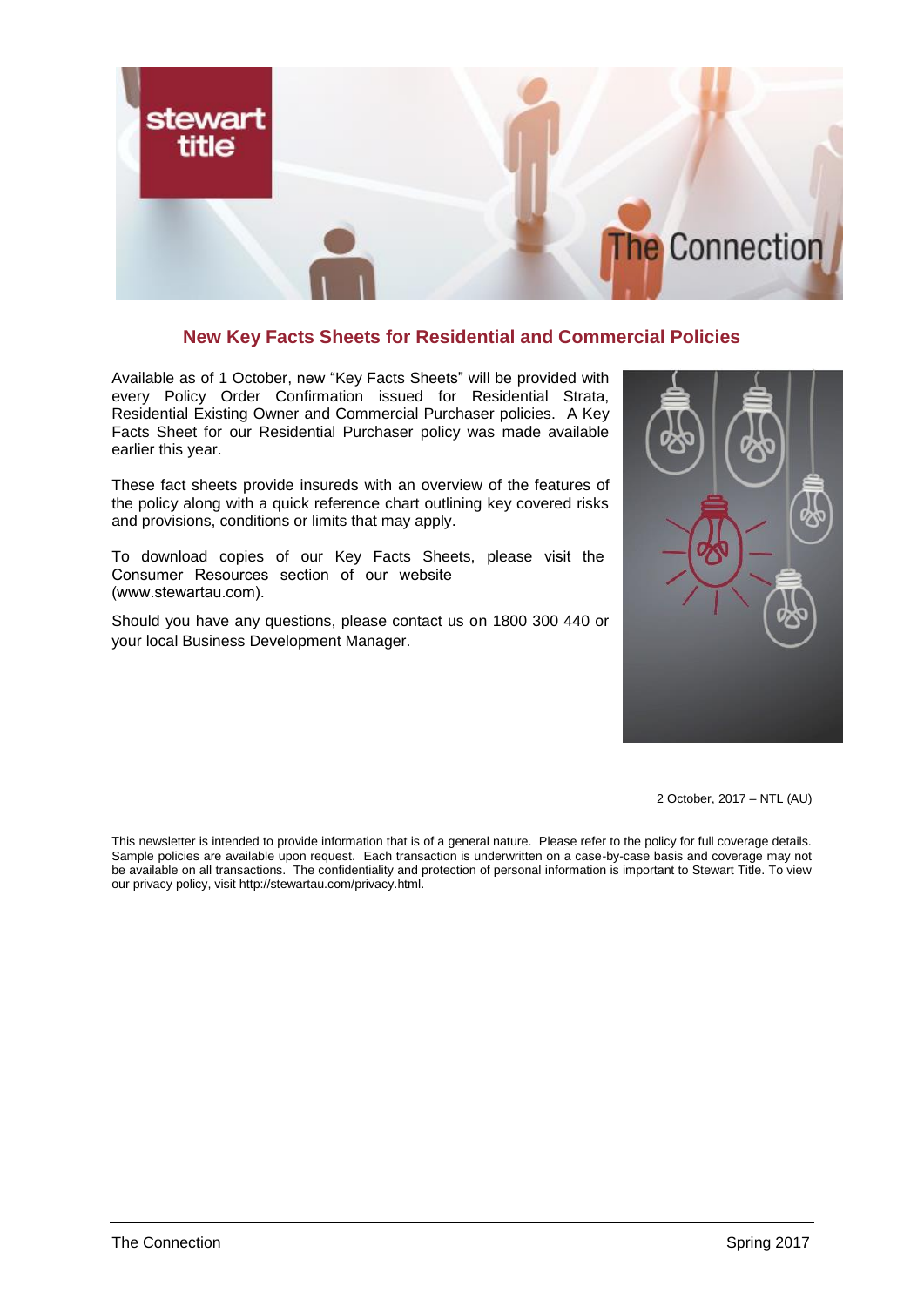## New Key Facts Sheets for Residential and Commercial Policies

Available as of 1 October, new "Key Facts Sheets" will be provided with every Policy Order Confirmation issued for Residential Strata, Residential Existing Owner and Commercial Purchaser policies. A Key Facts Sheet for our Residential Purchaser policy was made available earlier this year.

These fact sheets provide insureds with an overview of the features of the policy along with a quick reference chart outlining key covered risks and provisions, conditions or limits that may apply.

To download copies of our Key Facts Sheets, please visit the Consumer Resources section of our website (www.stewartau.com).

Should you have any questions, please contact us on 1800 300 440 or your local Business Development Manager.

2 October, 2017 – NTL (AU)

This newsletter is intended to provide information that is of a general nature. Please refer to the policy for full coverage details. Sample policies are available upon request. Each transaction is underwritten on a case-by-case basis and coverage may not be available on all transactions. The confidentiality and protection of personal information is important to Stewart Title. To view our privacy policy, visit http://stewartau.com/privacy.html.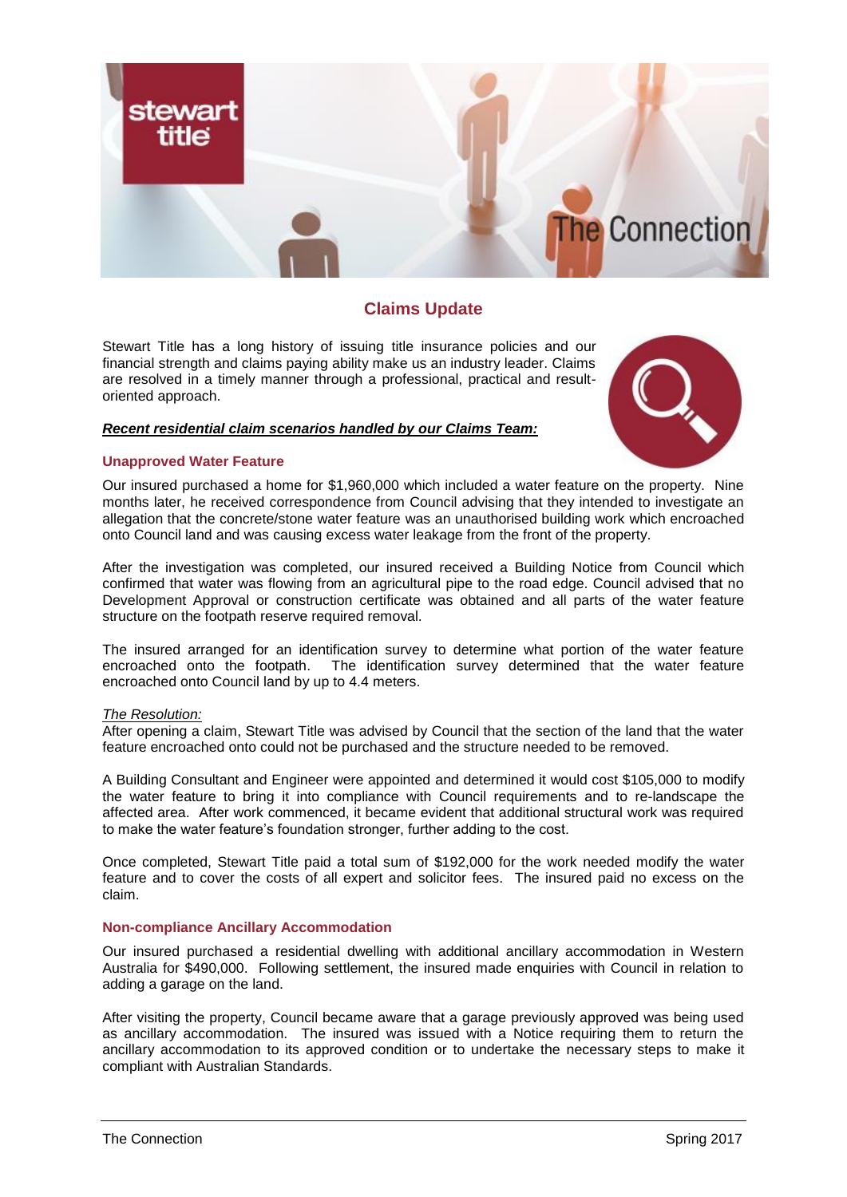## Claims Update

Stewart Title has a long history of issuing title insurance policies and our financial strength and claims paying ability make us an industry leader. Claims are resolved in a timely manner through a professional, practical and result-oriented approach.

***Recent residential claim scenarios handled by our Claims Team:***

### Unapproved Water Feature

Our insured purchased a home for $1,960,000 which included a water feature on the property. Nine months later, he received correspondence from Council advising that they intended to investigate an allegation that the concrete/stone water feature was an unauthorised building work which encroached onto Council land and was causing excess water leakage from the front of the property.

After the investigation was completed, our insured received a Building Notice from Council which confirmed that water was flowing from an agricultural pipe to the road edge. Council advised that no Development Approval or construction certificate was obtained and all parts of the water feature structure on the footpath reserve required removal.

The insured arranged for an identification survey to determine what portion of the water feature encroached onto the footpath. The identification survey determined that the water feature encroached onto Council land by up to 4.4 meters.

*The Resolution:*
After opening a claim, Stewart Title was advised by Council that the section of the land that the water feature encroached onto could not be purchased and the structure needed to be removed.

A Building Consultant and Engineer were appointed and determined it would cost $105,000 to modify the water feature to bring it into compliance with Council requirements and to re-landscape the affected area. After work commenced, it became evident that additional structural work was required to make the water feature's foundation stronger, further adding to the cost.

Once completed, Stewart Title paid a total sum of $192,000 for the work needed modify the water feature and to cover the costs of all expert and solicitor fees. The insured paid no excess on the claim.

### Non-compliance Ancillary Accommodation

Our insured purchased a residential dwelling with additional ancillary accommodation in Western Australia for $490,000. Following settlement, the insured made enquiries with Council in relation to adding a garage on the land.

After visiting the property, Council became aware that a garage previously approved was being used as ancillary accommodation. The insured was issued with a Notice requiring them to return the ancillary accommodation to its approved condition or to undertake the necessary steps to make it compliant with Australian Standards.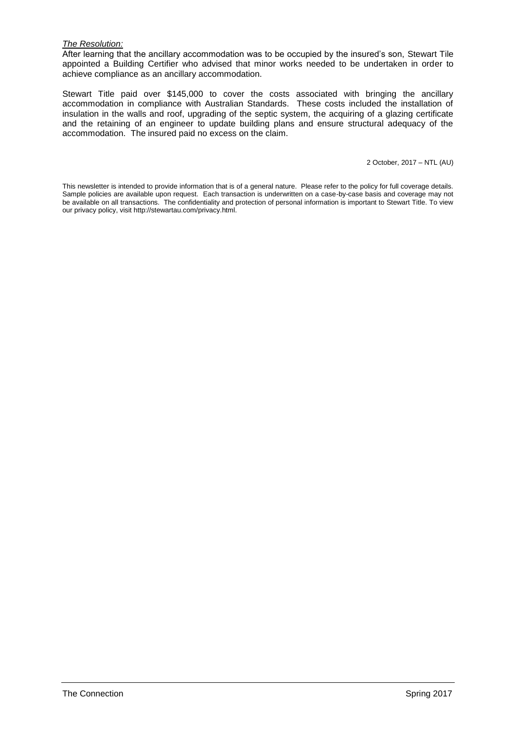*The Resolution:*

After learning that the ancillary accommodation was to be occupied by the insured's son, Stewart Tile appointed a Building Certifier who advised that minor works needed to be undertaken in order to achieve compliance as an ancillary accommodation.

Stewart Title paid over $145,000 to cover the costs associated with bringing the ancillary accommodation in compliance with Australian Standards. These costs included the installation of insulation in the walls and roof, upgrading of the septic system, the acquiring of a glazing certificate and the retaining of an engineer to update building plans and ensure structural adequacy of the accommodation. The insured paid no excess on the claim.

2 October, 2017 – NTL (AU)

This newsletter is intended to provide information that is of a general nature. Please refer to the policy for full coverage details. Sample policies are available upon request. Each transaction is underwritten on a case-by-case basis and coverage may not be available on all transactions. The confidentiality and protection of personal information is important to Stewart Title. To view our privacy policy, visit http://stewartau.com/privacy.html.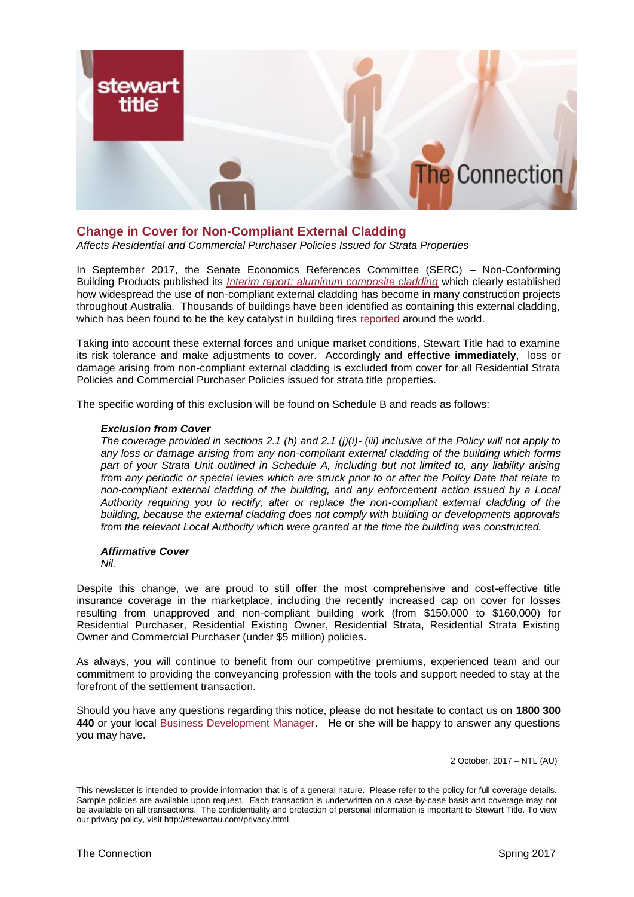## Change in Cover for Non-Compliant External Cladding

*Affects Residential and Commercial Purchaser Policies Issued for Strata Properties*

In September 2017, the Senate Economics References Committee (SERC) – Non-Conforming Building Products published its *Interim report: aluminum composite cladding* which clearly established how widespread the use of non-compliant external cladding has become in many construction projects throughout Australia. Thousands of buildings have been identified as containing this external cladding, which has been found to be the key catalyst in building fires reported around the world.

Taking into account these external forces and unique market conditions, Stewart Title had to examine its risk tolerance and make adjustments to cover. Accordingly and **effective immediately**, loss or damage arising from non-compliant external cladding is excluded from cover for all Residential Strata Policies and Commercial Purchaser Policies issued for strata title properties.

The specific wording of this exclusion will be found on Schedule B and reads as follows:

> ***Exclusion from Cover***
> *The coverage provided in sections 2.1 (h) and 2.1 (j)(i)- (iii) inclusive of the Policy will not apply to any loss or damage arising from any non-compliant external cladding of the building which forms part of your Strata Unit outlined in Schedule A, including but not limited to, any liability arising from any periodic or special levies which are struck prior to or after the Policy Date that relate to non-compliant external cladding of the building, and any enforcement action issued by a Local Authority requiring you to rectify, alter or replace the non-compliant external cladding of the building, because the external cladding does not comply with building or developments approvals from the relevant Local Authority which were granted at the time the building was constructed.*
>
> ***Affirmative Cover***
> *Nil.*

Despite this change, we are proud to still offer the most comprehensive and cost-effective title insurance coverage in the marketplace, including the recently increased cap on cover for losses resulting from unapproved and non-compliant building work (from $150,000 to $160,000) for Residential Purchaser, Residential Existing Owner, Residential Strata, Residential Strata Existing Owner and Commercial Purchaser (under $5 million) policies**.**

As always, you will continue to benefit from our competitive premiums, experienced team and our commitment to providing the conveyancing profession with the tools and support needed to stay at the forefront of the settlement transaction.

Should you have any questions regarding this notice, please do not hesitate to contact us on **1800 300 440** or your local Business Development Manager. He or she will be happy to answer any questions you may have.

2 October, 2017 – NTL (AU)

This newsletter is intended to provide information that is of a general nature. Please refer to the policy for full coverage details. Sample policies are available upon request. Each transaction is underwritten on a case-by-case basis and coverage may not be available on all transactions. The confidentiality and protection of personal information is important to Stewart Title. To view our privacy policy, visit http://stewartau.com/privacy.html.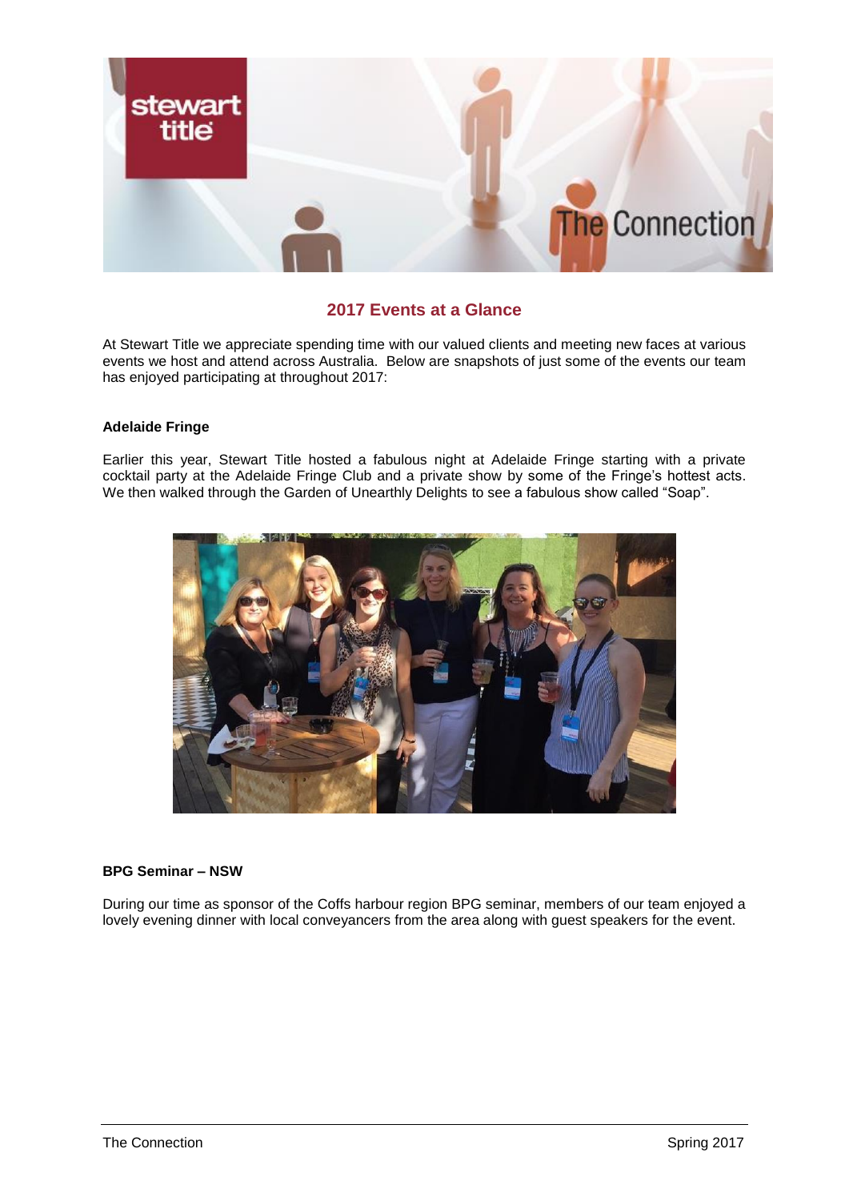## 2017 Events at a Glance

At Stewart Title we appreciate spending time with our valued clients and meeting new faces at various events we host and attend across Australia. Below are snapshots of just some of the events our team has enjoyed participating at throughout 2017:

**Adelaide Fringe**

Earlier this year, Stewart Title hosted a fabulous night at Adelaide Fringe starting with a private cocktail party at the Adelaide Fringe Club and a private show by some of the Fringe's hottest acts. We then walked through the Garden of Unearthly Delights to see a fabulous show called "Soap".

**BPG Seminar – NSW**

During our time as sponsor of the Coffs harbour region BPG seminar, members of our team enjoyed a lovely evening dinner with local conveyancers from the area along with guest speakers for the event.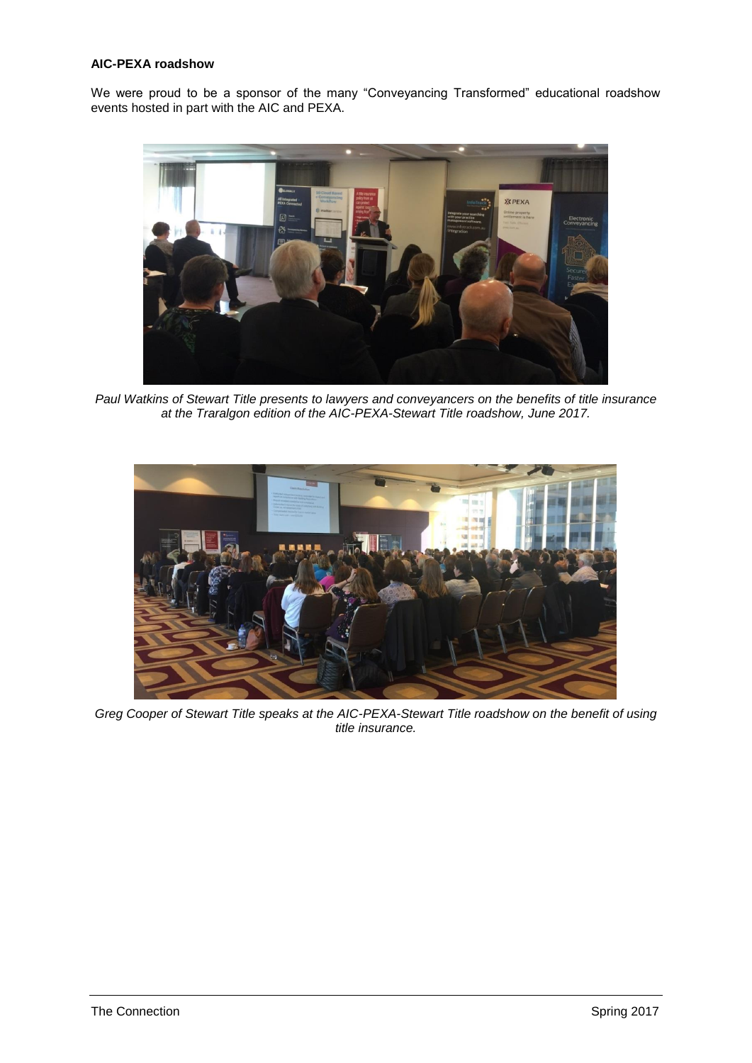**AIC-PEXA roadshow**

We were proud to be a sponsor of the many “Conveyancing Transformed” educational roadshow events hosted in part with the AIC and PEXA.

*Paul Watkins of Stewart Title presents to lawyers and conveyancers on the benefits of title insurance at the Traralgon edition of the AIC-PEXA-Stewart Title roadshow, June 2017.*

*Greg Cooper of Stewart Title speaks at the AIC-PEXA-Stewart Title roadshow on the benefit of using title insurance.*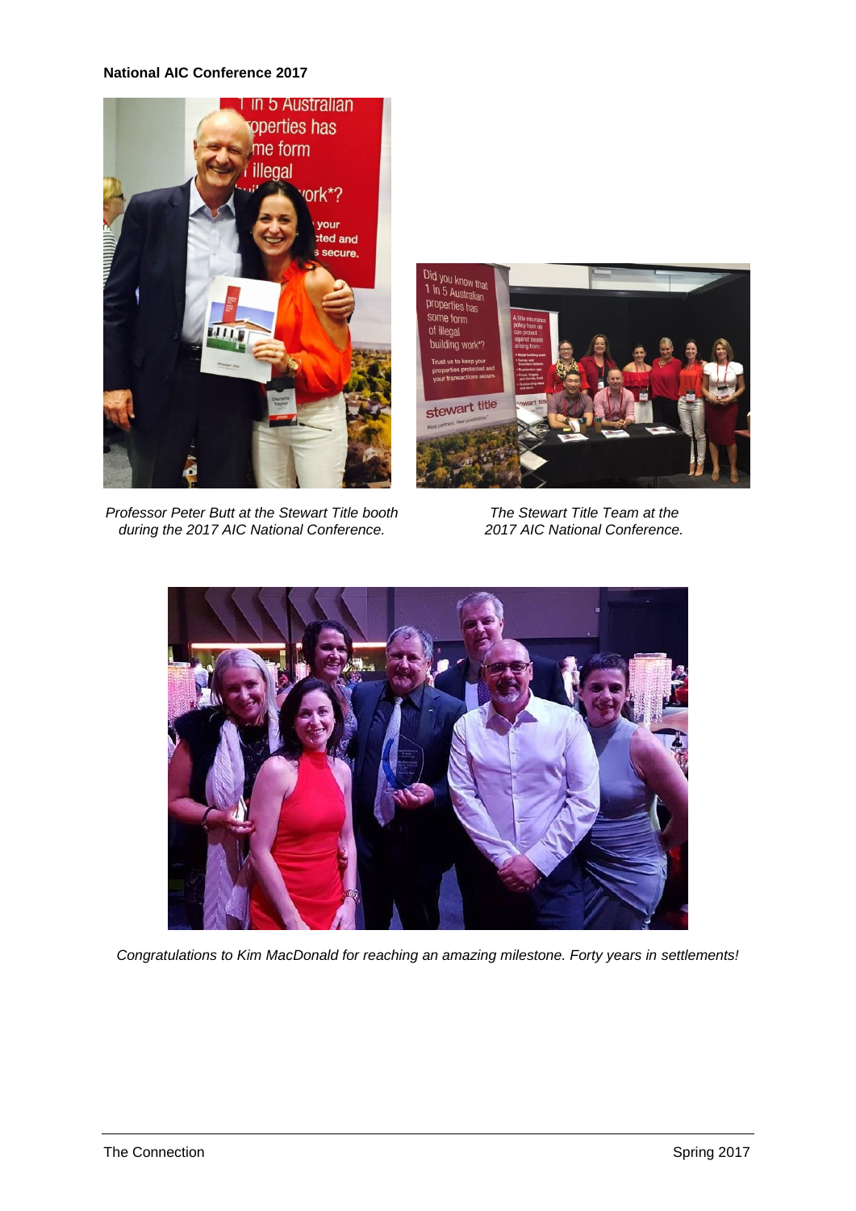**National AIC Conference 2017**

*Professor Peter Butt at the Stewart Title booth during the 2017 AIC National Conference.*

*The Stewart Title Team at the 2017 AIC National Conference.*

*Congratulations to Kim MacDonald for reaching an amazing milestone. Forty years in settlements!*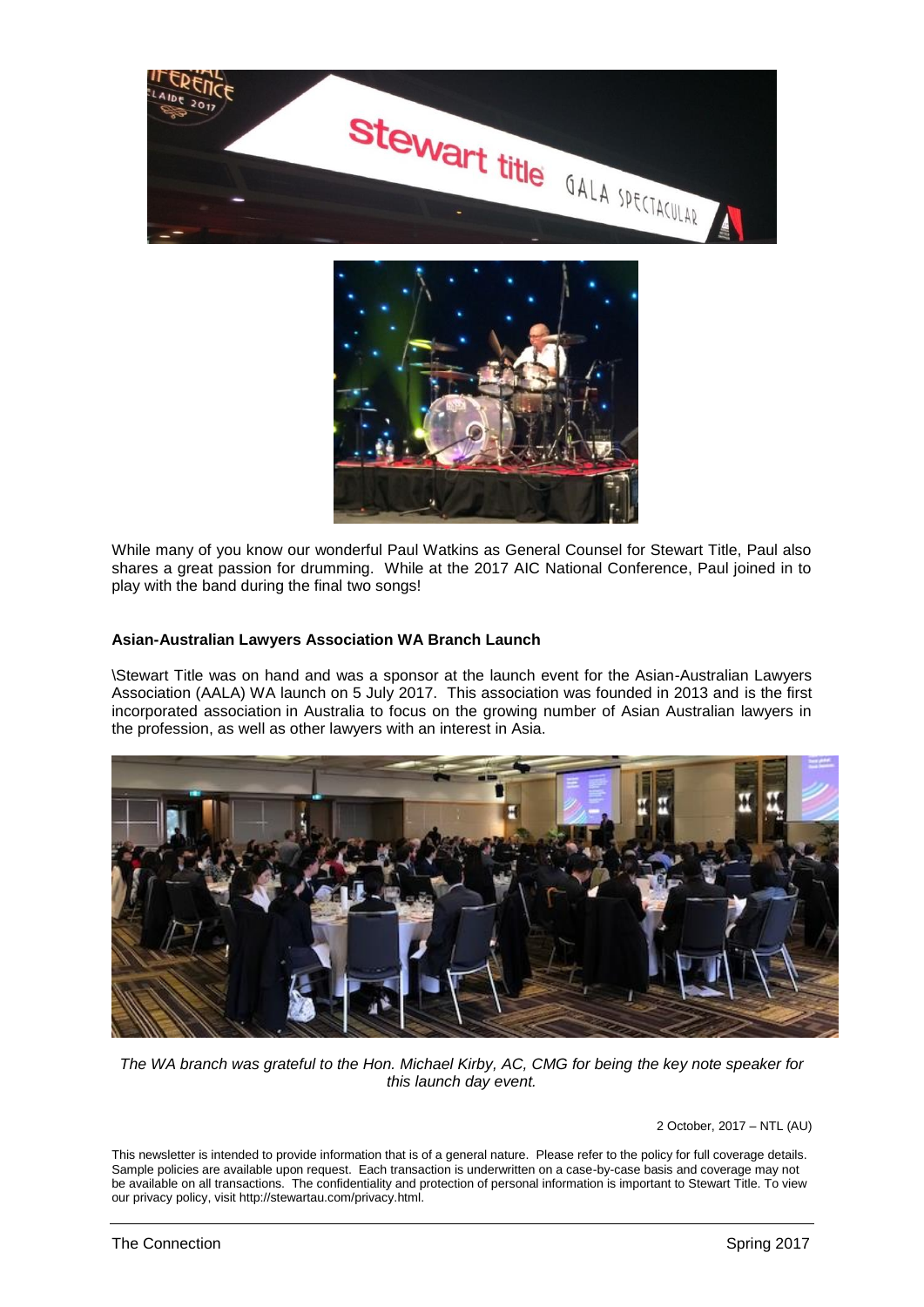While many of you know our wonderful Paul Watkins as General Counsel for Stewart Title, Paul also shares a great passion for drumming. While at the 2017 AIC National Conference, Paul joined in to play with the band during the final two songs!

**Asian-Australian Lawyers Association WA Branch Launch**

\Stewart Title was on hand and was a sponsor at the launch event for the Asian-Australian Lawyers Association (AALA) WA launch on 5 July 2017. This association was founded in 2013 and is the first incorporated association in Australia to focus on the growing number of Asian Australian lawyers in the profession, as well as other lawyers with an interest in Asia.

*The WA branch was grateful to the Hon. Michael Kirby, AC, CMG for being the key note speaker for this launch day event.*

2 October, 2017 – NTL (AU)

This newsletter is intended to provide information that is of a general nature. Please refer to the policy for full coverage details. Sample policies are available upon request. Each transaction is underwritten on a case-by-case basis and coverage may not be available on all transactions. The confidentiality and protection of personal information is important to Stewart Title. To view our privacy policy, visit http://stewartau.com/privacy.html.